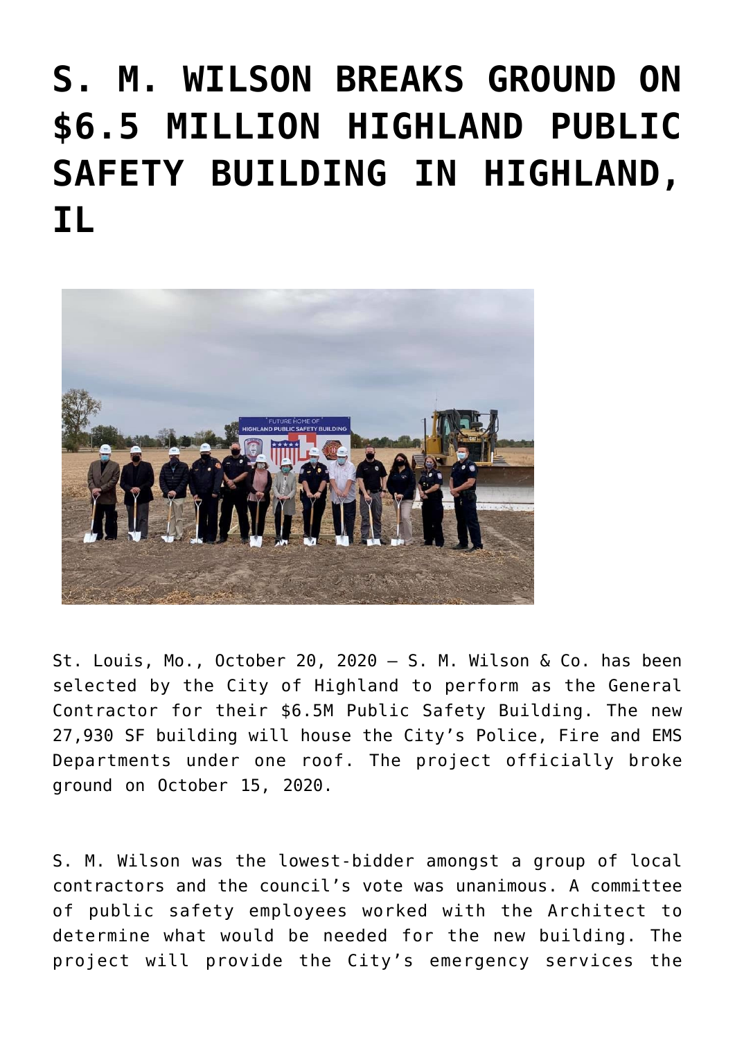# S. M. WILSON BREAKS GROUND ON $6.5 MILLION HIGHLAND PUBLIC SAFETY BUILDING IN HIGHLAND, IL

St. Louis, Mo., October 20, 2020 – S. M. Wilson & Co. has been selected by the City of Highland to perform as the General Contractor for their $6.5M Public Safety Building. The new 27,930 SF building will house the City's Police, Fire and EMS Departments under one roof. The project officially broke ground on October 15, 2020.

S. M. Wilson was the lowest-bidder amongst a group of local contractors and the council's vote was unanimous. A committee of public safety employees worked with the Architect to determine what would be needed for the new building. The project will provide the City's emergency services the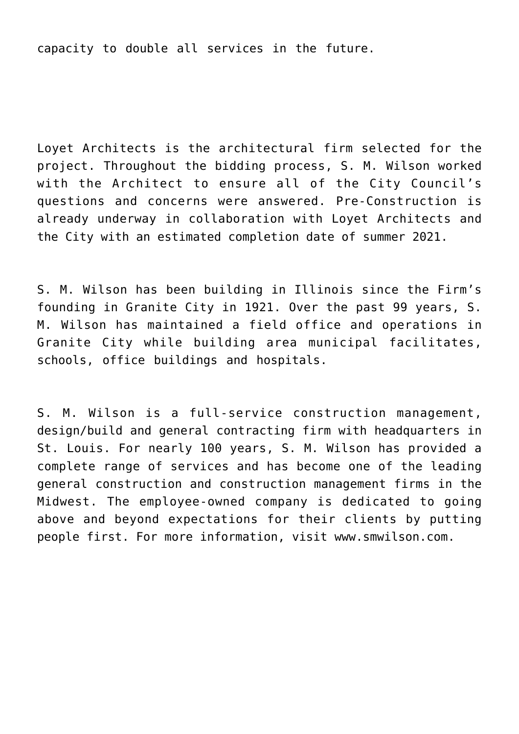capacity to double all services in the future.

Loyet Architects is the architectural firm selected for the project. Throughout the bidding process, S. M. Wilson worked with the Architect to ensure all of the City Council's questions and concerns were answered. Pre-Construction is already underway in collaboration with Loyet Architects and the City with an estimated completion date of summer 2021.

S. M. Wilson has been building in Illinois since the Firm's founding in Granite City in 1921. Over the past 99 years, S. M. Wilson has maintained a field office and operations in Granite City while building area municipal facilitates, schools, office buildings and hospitals.

S. M. Wilson is a full-service construction management, design/build and general contracting firm with headquarters in St. Louis. For nearly 100 years, S. M. Wilson has provided a complete range of services and has become one of the leading general construction and construction management firms in the Midwest. The employee-owned company is dedicated to going above and beyond expectations for their clients by putting people first. For more information, visit www.smwilson.com.